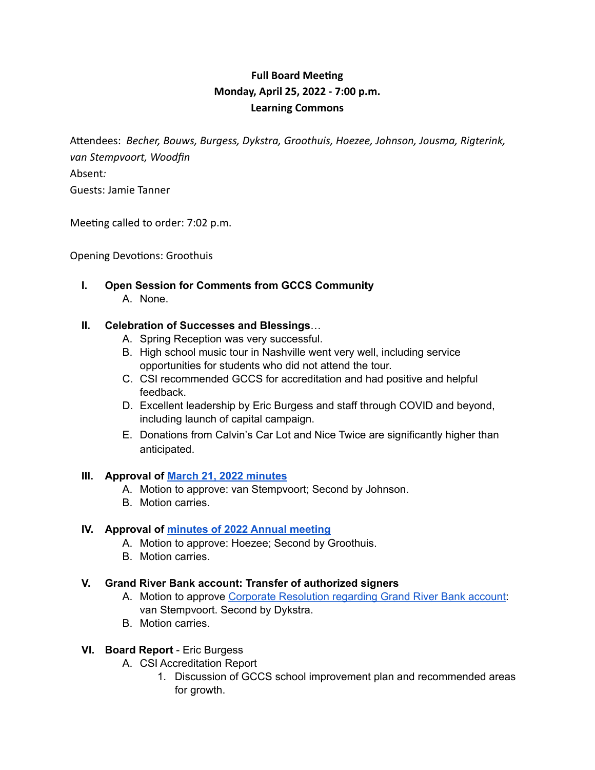**Full Board Meeting**
**Monday, April 25, 2022 - 7:00 p.m.**
**Learning Commons**

Attendees: *Becher, Bouws, Burgess, Dykstra, Groothuis, Hoezee, Johnson, Jousma, Rigterink, van Stempvoort, Woodfin*
Absent*:*
Guests: Jamie Tanner

Meeting called to order: 7:02 p.m.

Opening Devotions: Groothuis

I. **Open Session for Comments from GCCS Community**
   A. None.

II. **Celebration of Successes and Blessings**…
   A. Spring Reception was very successful.
   B. High school music tour in Nashville went very well, including service opportunities for students who did not attend the tour.
   C. CSI recommended GCCS for accreditation and had positive and helpful feedback.
   D. Excellent leadership by Eric Burgess and staff through COVID and beyond, including launch of capital campaign.
   E. Donations from Calvin's Car Lot and Nice Twice are significantly higher than anticipated.

III. **Approval of March 21, 2022 minutes**
   A. Motion to approve: van Stempvoort; Second by Johnson.
   B. Motion carries.

IV. **Approval of minutes of 2022 Annual meeting**
   A. Motion to approve: Hoezee; Second by Groothuis.
   B. Motion carries.

V. **Grand River Bank account: Transfer of authorized signers**
   A. Motion to approve Corporate Resolution regarding Grand River Bank account: van Stempvoort. Second by Dykstra.
   B. Motion carries.

VI. **Board Report** - Eric Burgess
   A. CSI Accreditation Report
      1. Discussion of GCCS school improvement plan and recommended areas for growth.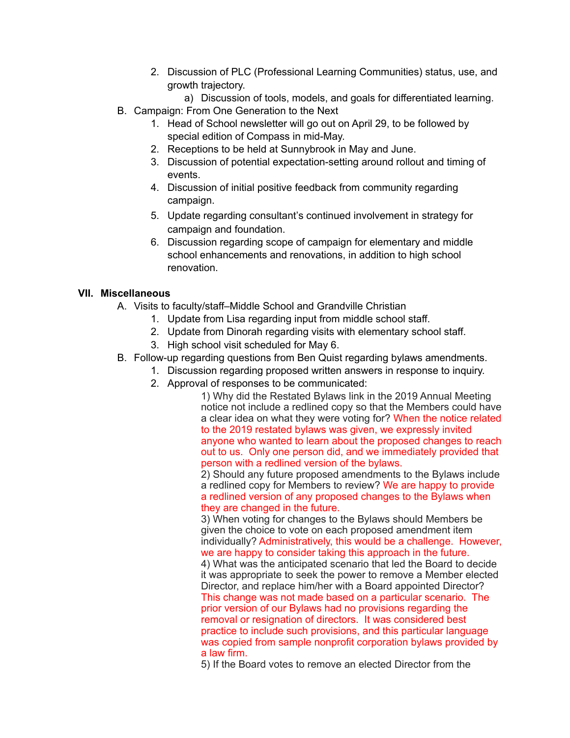2. Discussion of PLC (Professional Learning Communities) status, use, and growth trajectory.
    a) Discussion of tools, models, and goals for differentiated learning.

B. Campaign: From One Generation to the Next
    1. Head of School newsletter will go out on April 29, to be followed by special edition of Compass in mid-May.
    2. Receptions to be held at Sunnybrook in May and June.
    3. Discussion of potential expectation-setting around rollout and timing of events.
    4. Discussion of initial positive feedback from community regarding campaign.
    5. Update regarding consultant's continued involvement in strategy for campaign and foundation.
    6. Discussion regarding scope of campaign for elementary and middle school enhancements and renovations, in addition to high school renovation.

## VII. Miscellaneous

A. Visits to faculty/staff–Middle School and Grandville Christian
    1. Update from Lisa regarding input from middle school staff.
    2. Update from Dinorah regarding visits with elementary school staff.
    3. High school visit scheduled for May 6.

B. Follow-up regarding questions from Ben Quist regarding bylaws amendments.
    1. Discussion regarding proposed written answers in response to inquiry.
    2. Approval of responses to be communicated:

1) Why did the Restated Bylaws link in the 2019 Annual Meeting notice not include a redlined copy so that the Members could have a clear idea on what they were voting for? When the notice related to the 2019 restated bylaws was given, we expressly invited anyone who wanted to learn about the proposed changes to reach out to us. Only one person did, and we immediately provided that person with a redlined version of the bylaws.

2) Should any future proposed amendments to the Bylaws include a redlined copy for Members to review? We are happy to provide a redlined version of any proposed changes to the Bylaws when they are changed in the future.

3) When voting for changes to the Bylaws should Members be given the choice to vote on each proposed amendment item individually? Administratively, this would be a challenge. However, we are happy to consider taking this approach in the future.

4) What was the anticipated scenario that led the Board to decide it was appropriate to seek the power to remove a Member elected Director, and replace him/her with a Board appointed Director? This change was not made based on a particular scenario. The prior version of our Bylaws had no provisions regarding the removal or resignation of directors. It was considered best practice to include such provisions, and this particular language was copied from sample nonprofit corporation bylaws provided by a law firm.

5) If the Board votes to remove an elected Director from the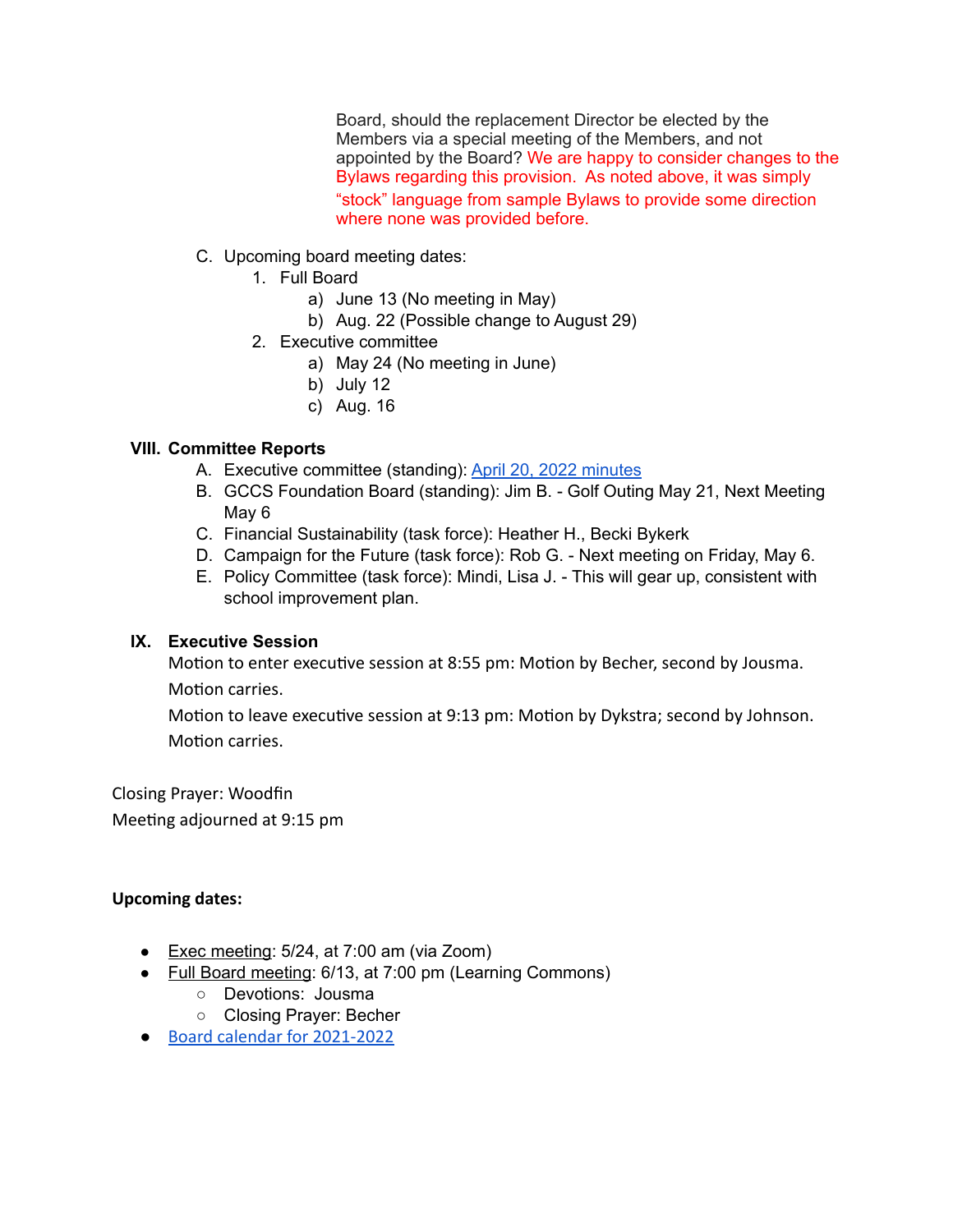Board, should the replacement Director be elected by the Members via a special meeting of the Members, and not appointed by the Board? We are happy to consider changes to the Bylaws regarding this provision. As noted above, it was simply "stock" language from sample Bylaws to provide some direction where none was provided before.

C. Upcoming board meeting dates:
   1. Full Board
      a) June 13 (No meeting in May)
      b) Aug. 22 (Possible change to August 29)
   2. Executive committee
      a) May 24 (No meeting in June)
      b) July 12
      c) Aug. 16

## VIII. Committee Reports

A. Executive committee (standing): April 20, 2022 minutes
B. GCCS Foundation Board (standing): Jim B. - Golf Outing May 21, Next Meeting May 6
C. Financial Sustainability (task force): Heather H., Becki Bykerk
D. Campaign for the Future (task force): Rob G. - Next meeting on Friday, May 6.
E. Policy Committee (task force): Mindi, Lisa J. - This will gear up, consistent with school improvement plan.

## IX. Executive Session

Motion to enter executive session at 8:55 pm: Motion by Becher, second by Jousma. Motion carries.

Motion to leave executive session at 9:13 pm: Motion by Dykstra; second by Johnson. Motion carries.

Closing Prayer: Woodfin

Meeting adjourned at 9:15 pm

**Upcoming dates:**

- Exec meeting: 5/24, at 7:00 am (via Zoom)
- Full Board meeting: 6/13, at 7:00 pm (Learning Commons)
  - Devotions: Jousma
  - Closing Prayer: Becher
- Board calendar for 2021-2022